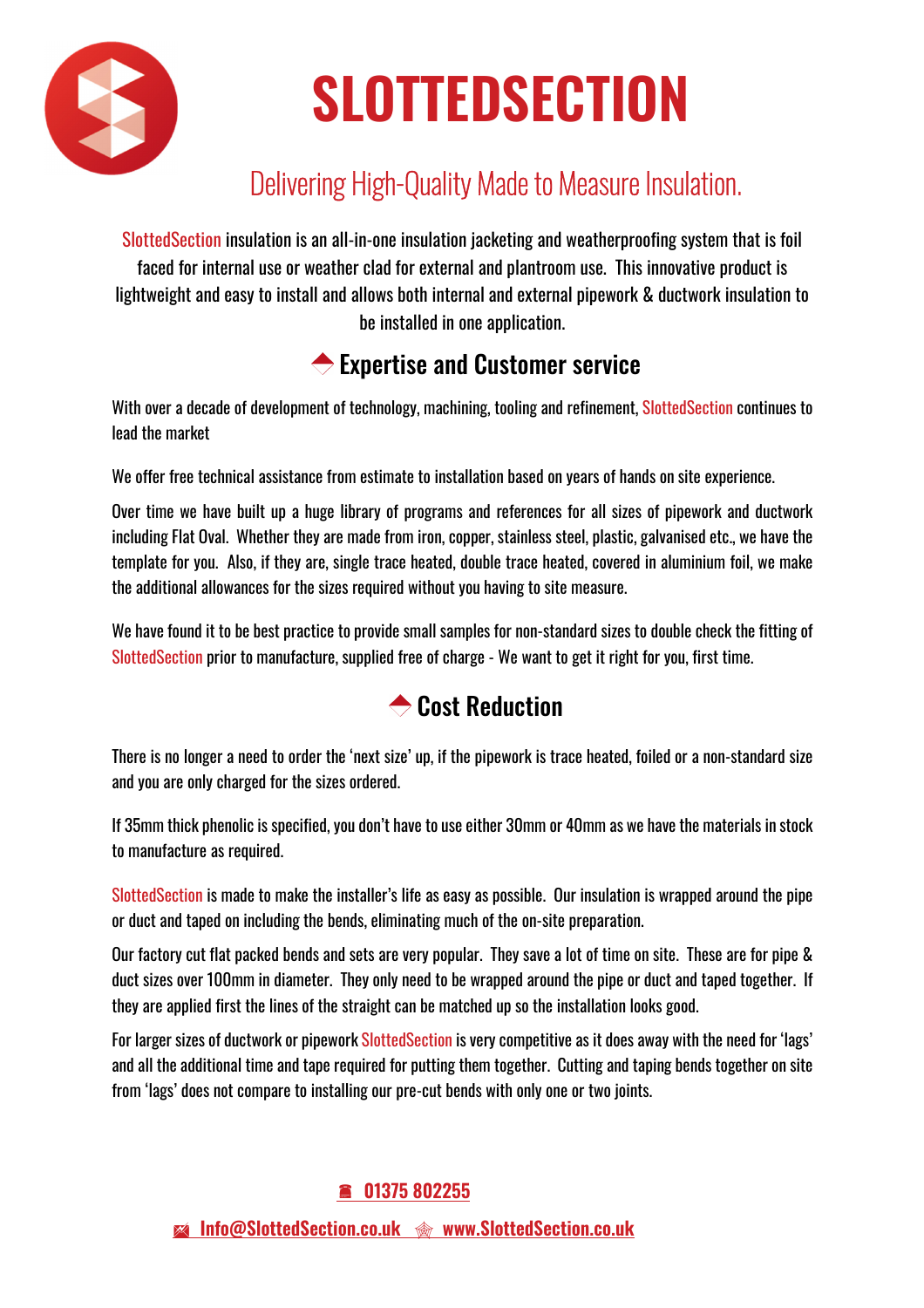# SLOTTEDSECTION

## Delivering High-Quality Made to Measure Insulation.

SlottedSection insulation is an all-in-one insulation jacketing and weatherproofing system that is foil faced for internal use or weather clad for external and plantroom use. This innovative product is lightweight and easy to install and allows both internal and external pipework & ductwork insulation to be installed in one application.

## Expertise and Customer service

With over a decade of development of technology, machining, tooling and refinement, SlottedSection continues to lead the market

We offer free technical assistance from estimate to installation based on years of hands on site experience.

Over time we have built up a huge library of programs and references for all sizes of pipework and ductwork including Flat Oval. Whether they are made from iron, copper, stainless steel, plastic, galvanised etc., we have the template for you. Also, if they are, single trace heated, double trace heated, covered in aluminium foil, we make the additional allowances for the sizes required without you having to site measure.

We have found it to be best practice to provide small samples for non-standard sizes to double check the fitting of SlottedSection prior to manufacture, supplied free of charge - We want to get it right for you, first time.

## Cost Reduction

There is no longer a need to order the 'next size' up, if the pipework is trace heated, foiled or a non-standard size and you are only charged for the sizes ordered.

If 35mm thick phenolic is specified, you don't have to use either 30mm or 40mm as we have the materials in stock to manufacture as required.

SlottedSection is made to make the installer's life as easy as possible. Our insulation is wrapped around the pipe or duct and taped on including the bends, eliminating much of the on-site preparation.

Our factory cut flat packed bends and sets are very popular. They save a lot of time on site. These are for pipe & duct sizes over 100mm in diameter. They only need to be wrapped around the pipe or duct and taped together. If they are applied first the lines of the straight can be matched up so the installation looks good.

For larger sizes of ductwork or pipework SlottedSection is very competitive as it does away with the need for 'lags' and all the additional time and tape required for putting them together. Cutting and taping bends together on site from 'lags' does not compare to installing our pre-cut bends with only one or two joints.

01375 802255

Info@SlottedSection.co.uk www.SlottedSection.co.uk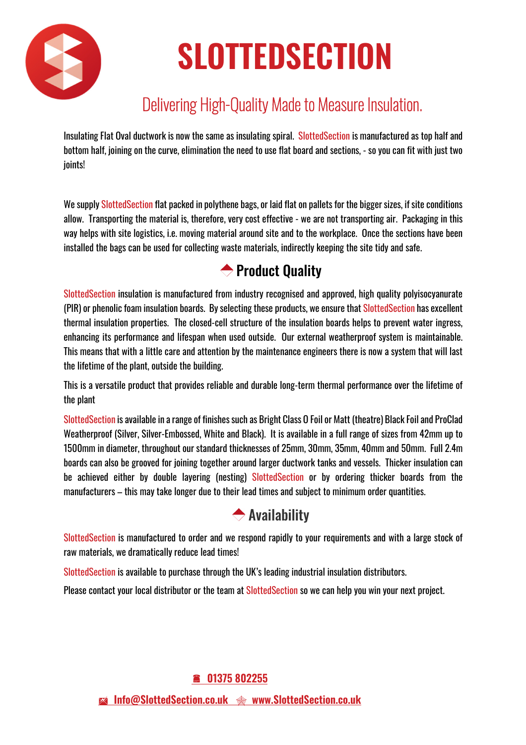# SLOTTEDSECTION

## Delivering High-Quality Made to Measure Insulation.

Insulating Flat Oval ductwork is now the same as insulating spiral. SlottedSection is manufactured as top half and bottom half, joining on the curve, elimination the need to use flat board and sections, - so you can fit with just two joints!

We supply SlottedSection flat packed in polythene bags, or laid flat on pallets for the bigger sizes, if site conditions allow. Transporting the material is, therefore, very cost effective - we are not transporting air. Packaging in this way helps with site logistics, i.e. moving material around site and to the workplace. Once the sections have been installed the bags can be used for collecting waste materials, indirectly keeping the site tidy and safe.

### Product Quality

SlottedSection insulation is manufactured from industry recognised and approved, high quality polyisocyanurate (PIR) or phenolic foam insulation boards. By selecting these products, we ensure that SlottedSection has excellent thermal insulation properties. The closed-cell structure of the insulation boards helps to prevent water ingress, enhancing its performance and lifespan when used outside. Our external weatherproof system is maintainable. This means that with a little care and attention by the maintenance engineers there is now a system that will last the lifetime of the plant, outside the building.

This is a versatile product that provides reliable and durable long-term thermal performance over the lifetime of the plant

SlottedSection is available in a range of finishes such as Bright Class O Foil or Matt (theatre) Black Foil and ProClad Weatherproof (Silver, Silver-Embossed, White and Black). It is available in a full range of sizes from 42mm up to 1500mm in diameter, throughout our standard thicknesses of 25mm, 30mm, 35mm, 40mm and 50mm. Full 2.4m boards can also be grooved for joining together around larger ductwork tanks and vessels. Thicker insulation can be achieved either by double layering (nesting) SlottedSection or by ordering thicker boards from the manufacturers – this may take longer due to their lead times and subject to minimum order quantities.

### Availability

SlottedSection is manufactured to order and we respond rapidly to your requirements and with a large stock of raw materials, we dramatically reduce lead times!

SlottedSection is available to purchase through the UK's leading industrial insulation distributors.

Please contact your local distributor or the team at SlottedSection so we can help you win your next project.

01375 802255

Info@SlottedSection.co.uk www.SlottedSection.co.uk